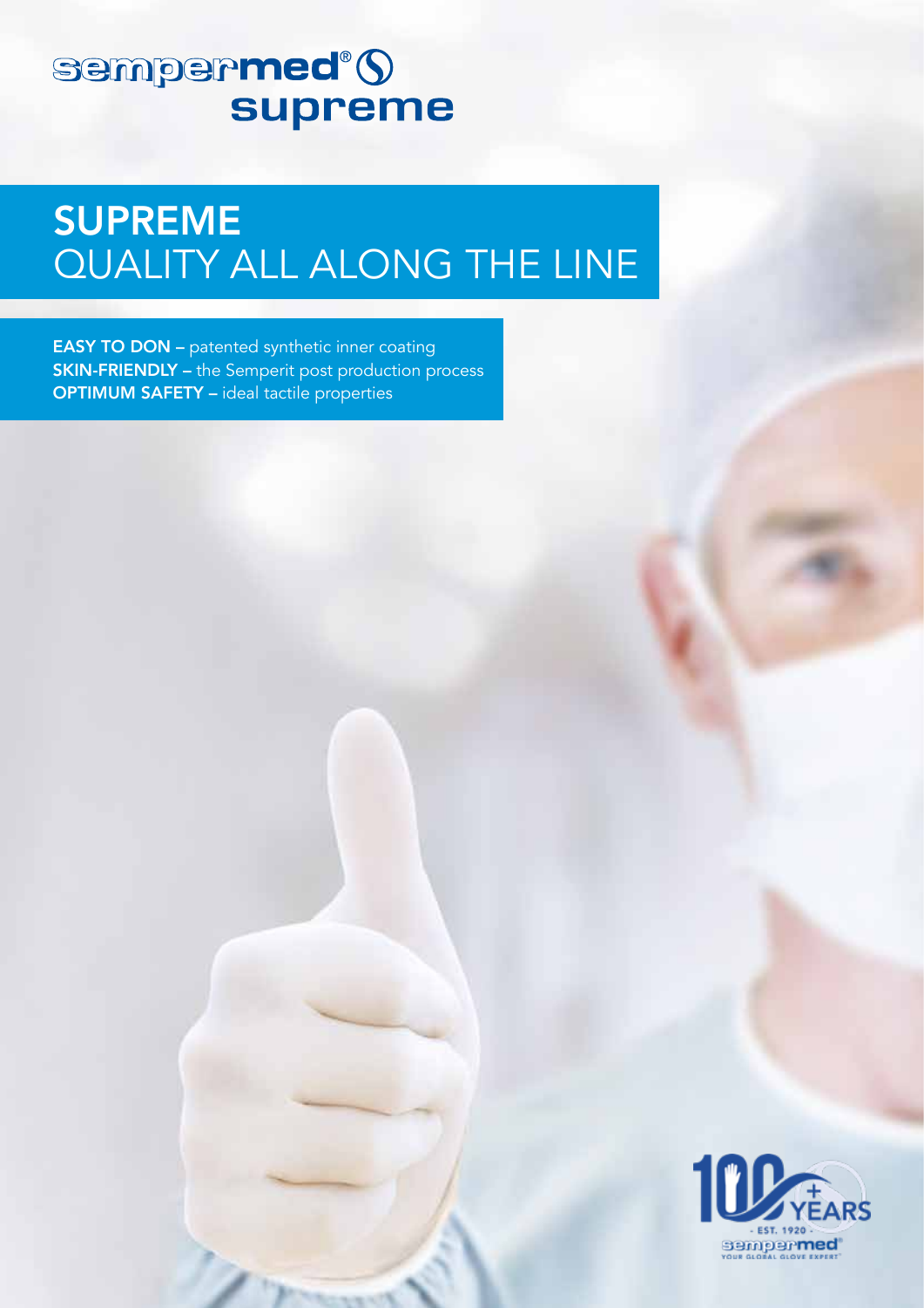# sempermed® supreme

## SUPREME
## QUALITY ALL ALONG THE LINE

**EASY TO DON –** patented synthetic inner coating
**SKIN-FRIENDLY –** the Semperit post production process
**OPTIMUM SAFETY –** ideal tactile properties

100+ YEARS
- EST. 1920 -
sempermed®
YOUR GLOBAL GLOVE EXPERT®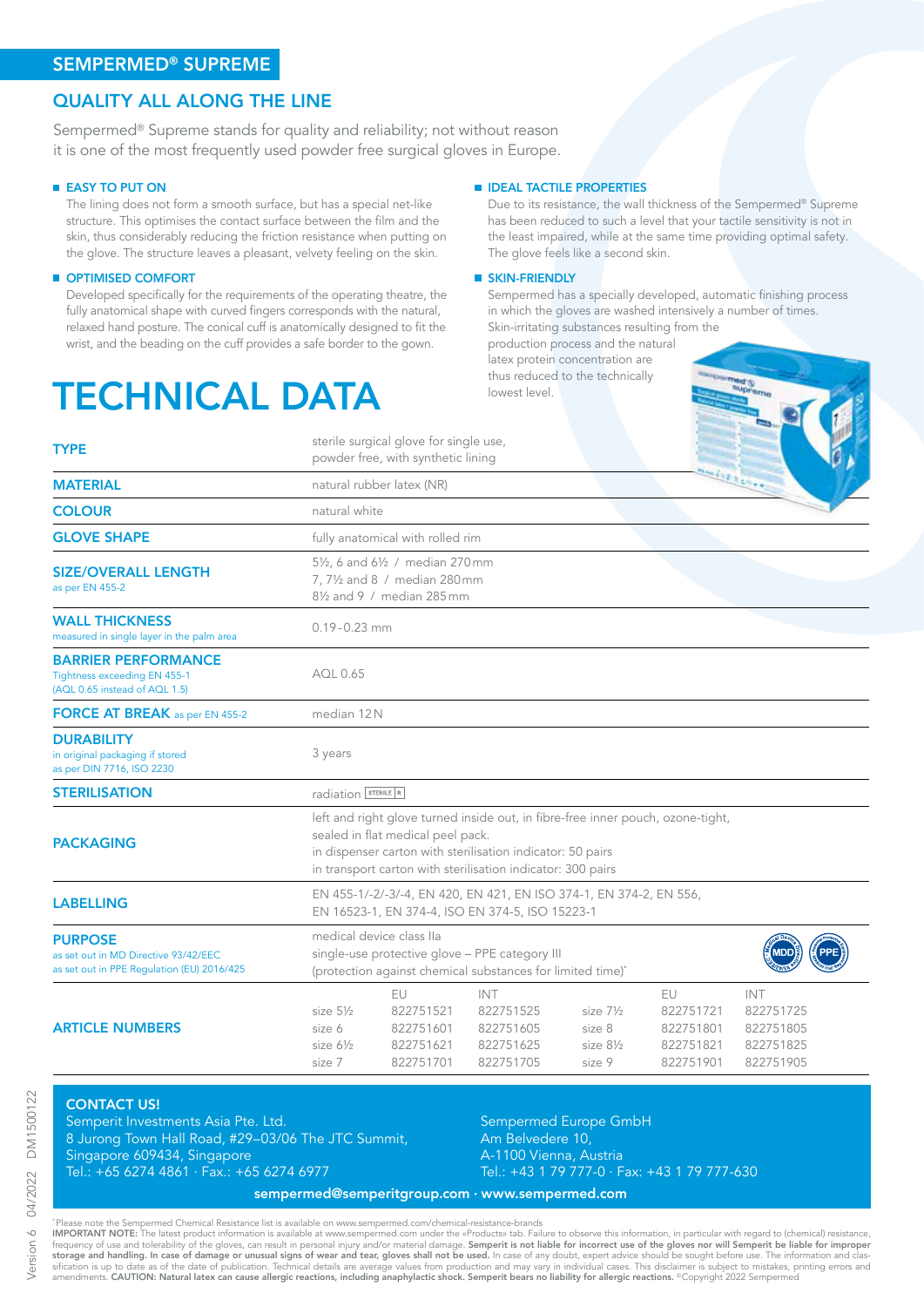## SEMPERMED® SUPREME

## QUALITY ALL ALONG THE LINE

Sempermed® Supreme stands for quality and reliability; not without reason it is one of the most frequently used powder free surgical gloves in Europe.

### EASY TO PUT ON

The lining does not form a smooth surface, but has a special net-like structure. This optimises the contact surface between the film and the skin, thus considerably reducing the friction resistance when putting on the glove. The structure leaves a pleasant, velvety feeling on the skin.

### OPTIMISED COMFORT

Developed specifically for the requirements of the operating theatre, the fully anatomical shape with curved fingers corresponds with the natural, relaxed hand posture. The conical cuff is anatomically designed to fit the wrist, and the beading on the cuff provides a safe border to the gown.

### IDEAL TACTILE PROPERTIES

Due to its resistance, the wall thickness of the Sempermed® Supreme has been reduced to such a level that your tactile sensitivity is not in the least impaired, while at the same time providing optimal safety. The glove feels like a second skin.

### SKIN-FRIENDLY

Sempermed has a specially developed, automatic finishing process in which the gloves are washed intensively a number of times. Skin-irritating substances resulting from the production process and the natural latex protein concentration are thus reduced to the technically lowest level.

# TECHNICAL DATA

| | |
|---|---|
| **TYPE** | sterile surgical glove for single use, powder free, with synthetic lining |
| **MATERIAL** | natural rubber latex (NR) |
| **COLOUR** | natural white |
| **GLOVE SHAPE** | fully anatomical with rolled rim |
| **SIZE/OVERALL LENGTH** as per EN 455-2 | 5½, 6 and 6½ / median 270 mm<br>7, 7½ and 8 / median 280 mm<br>8½ and 9 / median 285 mm |
| **WALL THICKNESS** measured in single layer in the palm area | 0.19-0.23 mm |
| **BARRIER PERFORMANCE** Tightness exceeding EN 455-1 (AQL 0.65 instead of AQL 1.5) | AQL 0.65 |
| **FORCE AT BREAK** as per EN 455-2 | median 12 N |
| **DURABILITY** in original packaging if stored as per DIN 7716, ISO 2230 | 3 years |
| **STERILISATION** | radiation STERILE R |
| **PACKAGING** | left and right glove turned inside out, in fibre-free inner pouch, ozone-tight, sealed in flat medical peel pack.<br>in dispenser carton with sterilisation indicator: 50 pairs<br>in transport carton with sterilisation indicator: 300 pairs |
| **LABELLING** | EN 455-1/-2/-3/-4, EN 420, EN 421, EN ISO 374-1, EN 374-2, EN 556, EN 16523-1, EN 374-4, ISO EN 374-5, ISO 15223-1 |
| **PURPOSE** as set out in MD Directive 93/42/EEC as set out in PPE Regulation (EU) 2016/425 | medical device class IIa<br>single-use protective glove – PPE category III<br>(protection against chemical substances for limited time)* |

**ARTICLE NUMBERS**

| | EU | INT | | EU | INT |
|---|---|---|---|---|---|
| size 5½ | 822751521 | 822751525 | size 7½ | 822751721 | 822751725 |
| size 6 | 822751601 | 822751605 | size 8 | 822751801 | 822751805 |
| size 6½ | 822751621 | 822751625 | size 8½ | 822751821 | 822751825 |
| size 7 | 822751701 | 822751705 | size 9 | 822751901 | 822751905 |

### CONTACT US!

Semperit Investments Asia Pte. Ltd.
8 Jurong Town Hall Road, #29–03/06 The JTC Summit,
Singapore 609434, Singapore
Tel.: +65 6274 4861 · Fax.: +65 6274 6977

Sempermed Europe GmbH
Am Belvedere 10,
A-1100 Vienna, Austria
Tel.: +43 1 79 777-0 · Fax: +43 1 79 777-630

sempermed@semperitgroup.com · www.sempermed.com

*Please note the Sempermed Chemical Resistance list is available on www.sempermed.com/chemical-resistance-brands

**IMPORTANT NOTE:** The latest product information is available at www.sempermed.com under the «Products» tab. Failure to observe this information, in particular with regard to (chemical) resistance, frequency of use and tolerability of the gloves, can result in personal injury and/or material damage. **Semperit is not liable for incorrect use of the gloves nor will Semperit be liable for improper storage and handling. In case of damage or unusual signs of wear and tear, gloves shall not be used.** In case of any doubt, expert advice should be sought before use. The information and classification is up to date as of the date of publication. Technical details are average values from production and may vary in individual cases. This disclaimer is subject to mistakes, printing errors and amendments. **CAUTION: Natural latex can cause allergic reactions, including anaphylactic shock. Semperit bears no liability for allergic reactions.** ©Copyright 2022 Sempermed

Version 6 04/2022 DM1500122